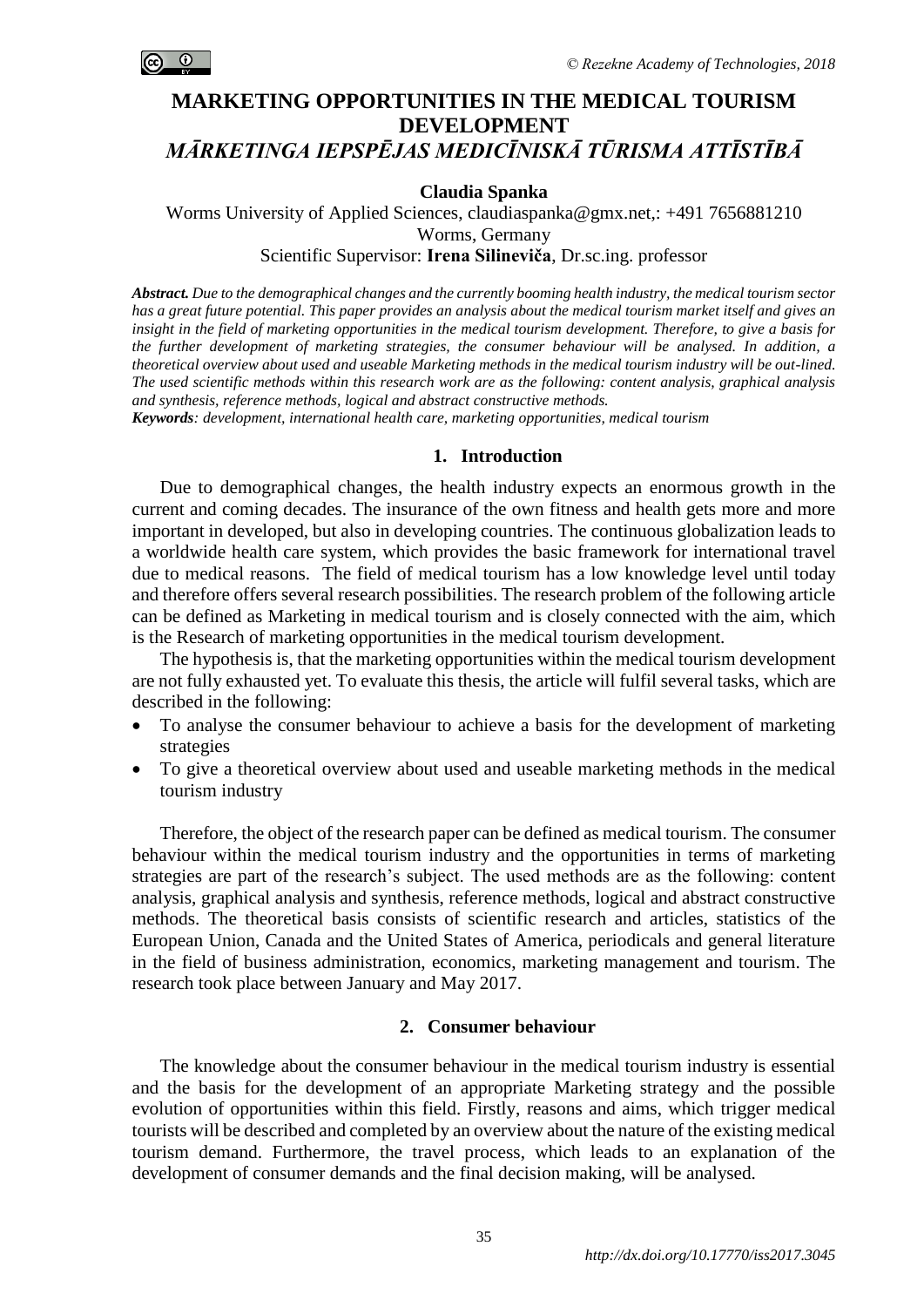# MARKETING OPPORTUNITIES IN THE MEDICAL TOURISM DEVELOPMENT

## *MĀRKETINGA IEPSPĒJAS MEDICĪNISKĀ TŪRISMA ATTĪSTĪBĀ*

**Claudia Spanka**

Worms University of Applied Sciences, claudiaspanka@gmx.net,: +491 7656881210
Worms, Germany
Scientific Supervisor: **Irena Silineviča**, Dr.sc.ing. professor

***Abstract.*** *Due to the demographical changes and the currently booming health industry, the medical tourism sector has a great future potential. This paper provides an analysis about the medical tourism market itself and gives an insight in the field of marketing opportunities in the medical tourism development. Therefore, to give a basis for the further development of marketing strategies, the consumer behaviour will be analysed. In addition, a theoretical overview about used and useable Marketing methods in the medical tourism industry will be out-lined. The used scientific methods within this research work are as the following: content analysis, graphical analysis and synthesis, reference methods, logical and abstract constructive methods.*

***Keywords****: development, international health care, marketing opportunities, medical tourism*

## 1. Introduction

Due to demographical changes, the health industry expects an enormous growth in the current and coming decades. The insurance of the own fitness and health gets more and more important in developed, but also in developing countries. The continuous globalization leads to a worldwide health care system, which provides the basic framework for international travel due to medical reasons. The field of medical tourism has a low knowledge level until today and therefore offers several research possibilities. The research problem of the following article can be defined as Marketing in medical tourism and is closely connected with the aim, which is the Research of marketing opportunities in the medical tourism development.

The hypothesis is, that the marketing opportunities within the medical tourism development are not fully exhausted yet. To evaluate this thesis, the article will fulfil several tasks, which are described in the following:

- To analyse the consumer behaviour to achieve a basis for the development of marketing strategies
- To give a theoretical overview about used and useable marketing methods in the medical tourism industry

Therefore, the object of the research paper can be defined as medical tourism. The consumer behaviour within the medical tourism industry and the opportunities in terms of marketing strategies are part of the research's subject. The used methods are as the following: content analysis, graphical analysis and synthesis, reference methods, logical and abstract constructive methods. The theoretical basis consists of scientific research and articles, statistics of the European Union, Canada and the United States of America, periodicals and general literature in the field of business administration, economics, marketing management and tourism. The research took place between January and May 2017.

## 2. Consumer behaviour

The knowledge about the consumer behaviour in the medical tourism industry is essential and the basis for the development of an appropriate Marketing strategy and the possible evolution of opportunities within this field. Firstly, reasons and aims, which trigger medical tourists will be described and completed by an overview about the nature of the existing medical tourism demand. Furthermore, the travel process, which leads to an explanation of the development of consumer demands and the final decision making, will be analysed.

*http://dx.doi.org/10.17770/iss2017.3045*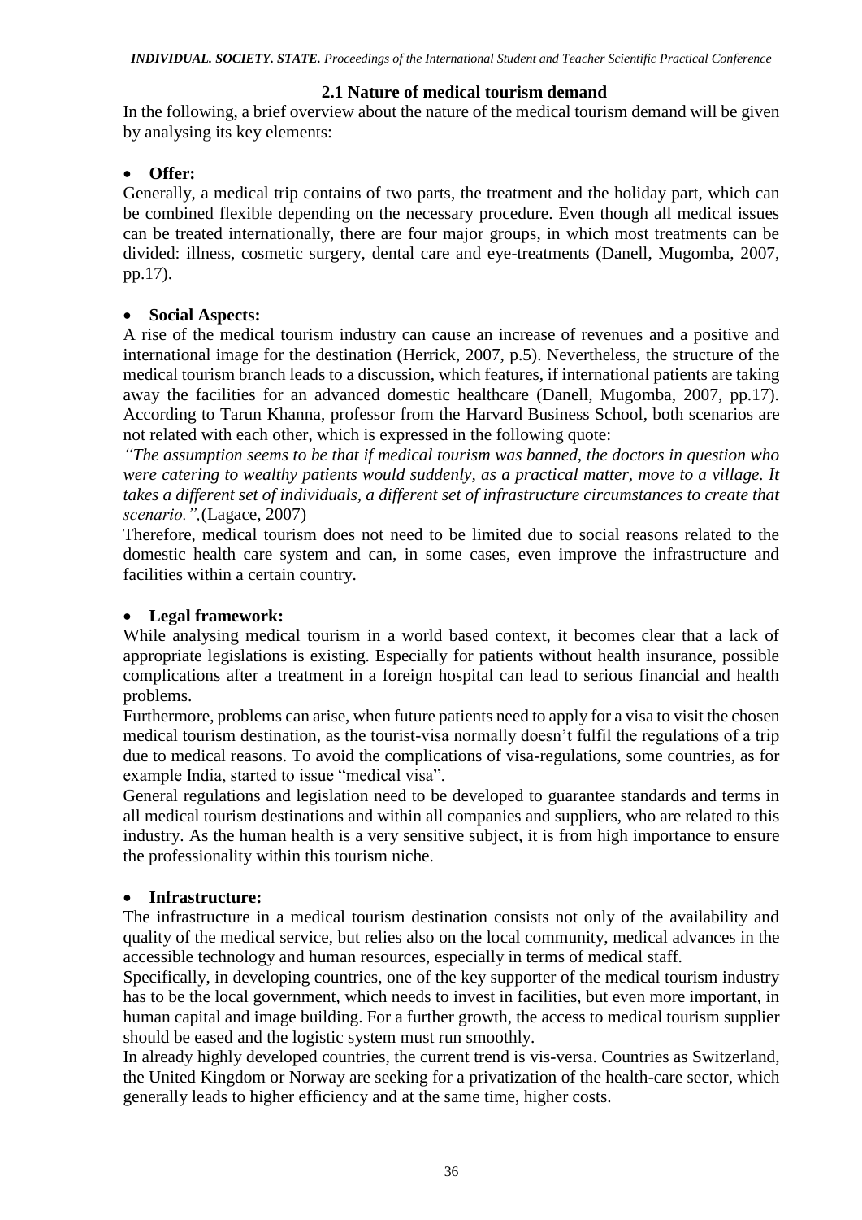### 2.1 Nature of medical tourism demand

In the following, a brief overview about the nature of the medical tourism demand will be given by analysing its key elements:

- **Offer:**

Generally, a medical trip contains of two parts, the treatment and the holiday part, which can be combined flexible depending on the necessary procedure. Even though all medical issues can be treated internationally, there are four major groups, in which most treatments can be divided: illness, cosmetic surgery, dental care and eye-treatments (Danell, Mugomba, 2007, pp.17).

- **Social Aspects:**

A rise of the medical tourism industry can cause an increase of revenues and a positive and international image for the destination (Herrick, 2007, p.5). Nevertheless, the structure of the medical tourism branch leads to a discussion, which features, if international patients are taking away the facilities for an advanced domestic healthcare (Danell, Mugomba, 2007, pp.17). According to Tarun Khanna, professor from the Harvard Business School, both scenarios are not related with each other, which is expressed in the following quote:

*"The assumption seems to be that if medical tourism was banned, the doctors in question who were catering to wealthy patients would suddenly, as a practical matter, move to a village. It takes a different set of individuals, a different set of infrastructure circumstances to create that scenario.",*(Lagace, 2007)

Therefore, medical tourism does not need to be limited due to social reasons related to the domestic health care system and can, in some cases, even improve the infrastructure and facilities within a certain country.

- **Legal framework:**

While analysing medical tourism in a world based context, it becomes clear that a lack of appropriate legislations is existing. Especially for patients without health insurance, possible complications after a treatment in a foreign hospital can lead to serious financial and health problems.

Furthermore, problems can arise, when future patients need to apply for a visa to visit the chosen medical tourism destination, as the tourist-visa normally doesn't fulfil the regulations of a trip due to medical reasons. To avoid the complications of visa-regulations, some countries, as for example India, started to issue "medical visa".

General regulations and legislation need to be developed to guarantee standards and terms in all medical tourism destinations and within all companies and suppliers, who are related to this industry. As the human health is a very sensitive subject, it is from high importance to ensure the professionality within this tourism niche.

- **Infrastructure:**

The infrastructure in a medical tourism destination consists not only of the availability and quality of the medical service, but relies also on the local community, medical advances in the accessible technology and human resources, especially in terms of medical staff.

Specifically, in developing countries, one of the key supporter of the medical tourism industry has to be the local government, which needs to invest in facilities, but even more important, in human capital and image building. For a further growth, the access to medical tourism supplier should be eased and the logistic system must run smoothly.

In already highly developed countries, the current trend is vis-versa. Countries as Switzerland, the United Kingdom or Norway are seeking for a privatization of the health-care sector, which generally leads to higher efficiency and at the same time, higher costs.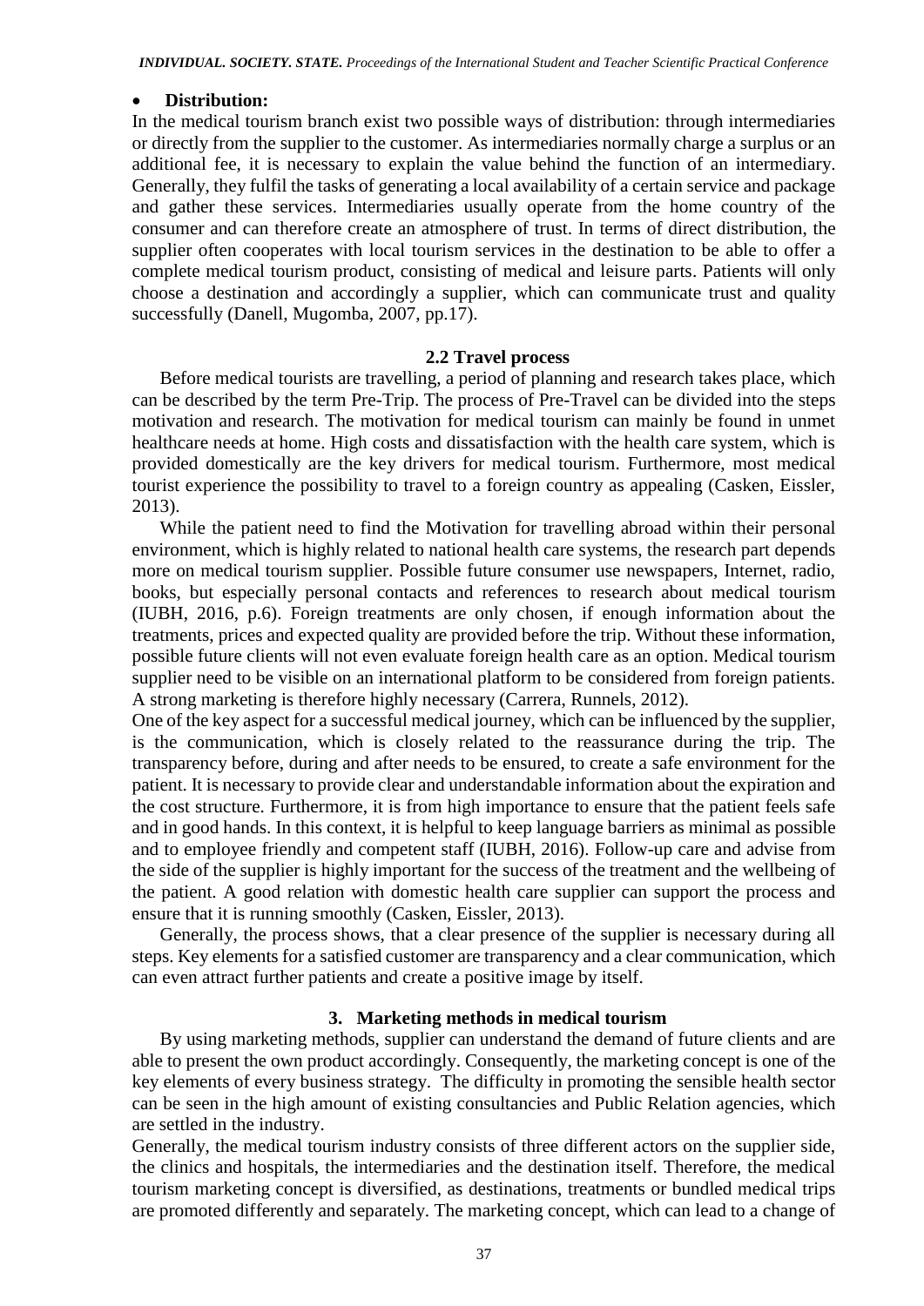- **Distribution:**

In the medical tourism branch exist two possible ways of distribution: through intermediaries or directly from the supplier to the customer. As intermediaries normally charge a surplus or an additional fee, it is necessary to explain the value behind the function of an intermediary. Generally, they fulfil the tasks of generating a local availability of a certain service and package and gather these services. Intermediaries usually operate from the home country of the consumer and can therefore create an atmosphere of trust. In terms of direct distribution, the supplier often cooperates with local tourism services in the destination to be able to offer a complete medical tourism product, consisting of medical and leisure parts. Patients will only choose a destination and accordingly a supplier, which can communicate trust and quality successfully (Danell, Mugomba, 2007, pp.17).

## 2.2 Travel process

Before medical tourists are travelling, a period of planning and research takes place, which can be described by the term Pre-Trip. The process of Pre-Travel can be divided into the steps motivation and research. The motivation for medical tourism can mainly be found in unmet healthcare needs at home. High costs and dissatisfaction with the health care system, which is provided domestically are the key drivers for medical tourism. Furthermore, most medical tourist experience the possibility to travel to a foreign country as appealing (Casken, Eissler, 2013).

While the patient need to find the Motivation for travelling abroad within their personal environment, which is highly related to national health care systems, the research part depends more on medical tourism supplier. Possible future consumer use newspapers, Internet, radio, books, but especially personal contacts and references to research about medical tourism (IUBH, 2016, p.6). Foreign treatments are only chosen, if enough information about the treatments, prices and expected quality are provided before the trip. Without these information, possible future clients will not even evaluate foreign health care as an option. Medical tourism supplier need to be visible on an international platform to be considered from foreign patients. A strong marketing is therefore highly necessary (Carrera, Runnels, 2012).

One of the key aspect for a successful medical journey, which can be influenced by the supplier, is the communication, which is closely related to the reassurance during the trip. The transparency before, during and after needs to be ensured, to create a safe environment for the patient. It is necessary to provide clear and understandable information about the expiration and the cost structure. Furthermore, it is from high importance to ensure that the patient feels safe and in good hands. In this context, it is helpful to keep language barriers as minimal as possible and to employee friendly and competent staff (IUBH, 2016). Follow-up care and advise from the side of the supplier is highly important for the success of the treatment and the wellbeing of the patient. A good relation with domestic health care supplier can support the process and ensure that it is running smoothly (Casken, Eissler, 2013).

Generally, the process shows, that a clear presence of the supplier is necessary during all steps. Key elements for a satisfied customer are transparency and a clear communication, which can even attract further patients and create a positive image by itself.

## 3. Marketing methods in medical tourism

By using marketing methods, supplier can understand the demand of future clients and are able to present the own product accordingly. Consequently, the marketing concept is one of the key elements of every business strategy. The difficulty in promoting the sensible health sector can be seen in the high amount of existing consultancies and Public Relation agencies, which are settled in the industry.

Generally, the medical tourism industry consists of three different actors on the supplier side, the clinics and hospitals, the intermediaries and the destination itself. Therefore, the medical tourism marketing concept is diversified, as destinations, treatments or bundled medical trips are promoted differently and separately. The marketing concept, which can lead to a change of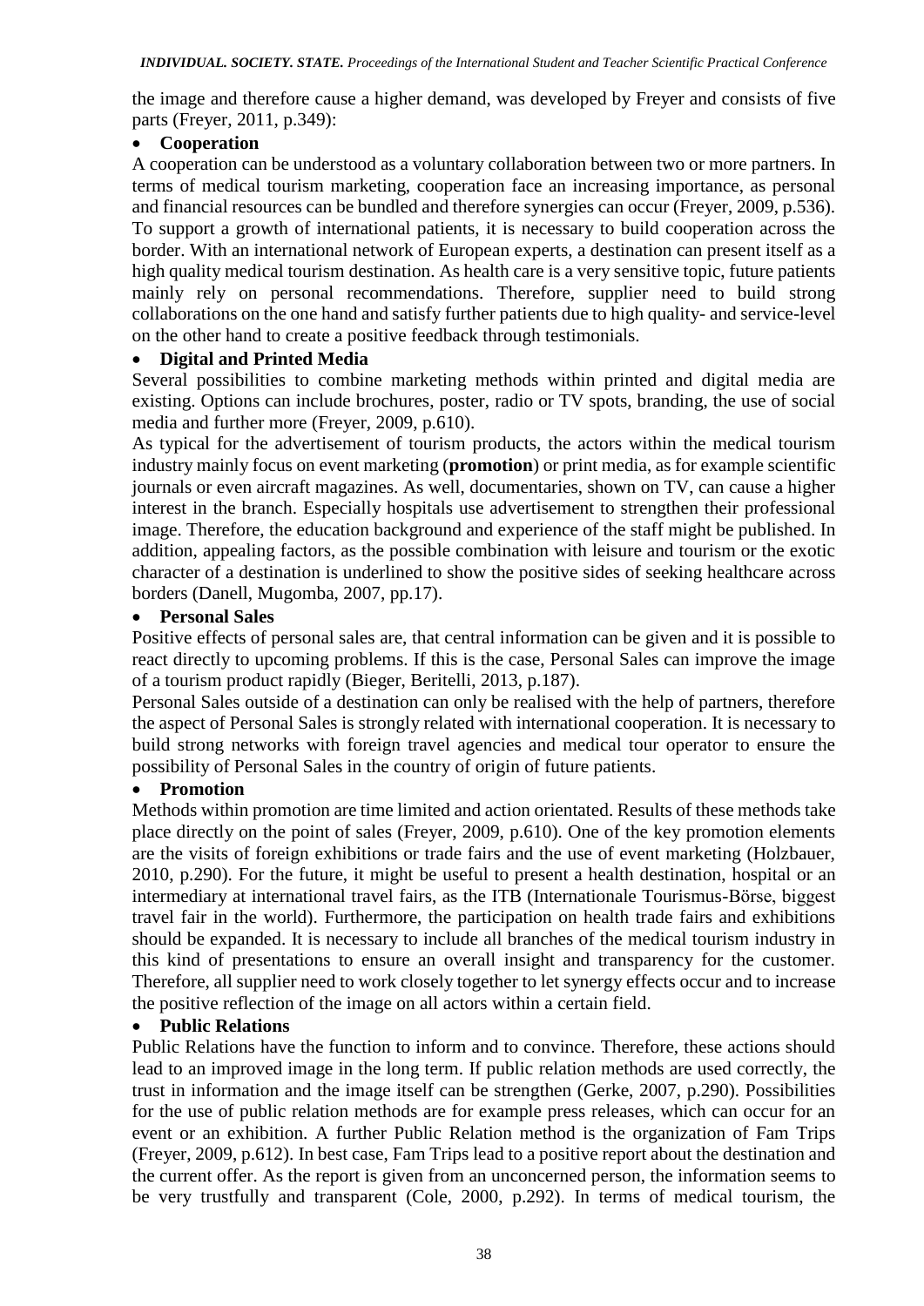the image and therefore cause a higher demand, was developed by Freyer and consists of five parts (Freyer, 2011, p.349):

- **Cooperation**

A cooperation can be understood as a voluntary collaboration between two or more partners. In terms of medical tourism marketing, cooperation face an increasing importance, as personal and financial resources can be bundled and therefore synergies can occur (Freyer, 2009, p.536). To support a growth of international patients, it is necessary to build cooperation across the border. With an international network of European experts, a destination can present itself as a high quality medical tourism destination. As health care is a very sensitive topic, future patients mainly rely on personal recommendations. Therefore, supplier need to build strong collaborations on the one hand and satisfy further patients due to high quality- and service-level on the other hand to create a positive feedback through testimonials.

- **Digital and Printed Media**

Several possibilities to combine marketing methods within printed and digital media are existing. Options can include brochures, poster, radio or TV spots, branding, the use of social media and further more (Freyer, 2009, p.610).

As typical for the advertisement of tourism products, the actors within the medical tourism industry mainly focus on event marketing (**promotion**) or print media, as for example scientific journals or even aircraft magazines. As well, documentaries, shown on TV, can cause a higher interest in the branch. Especially hospitals use advertisement to strengthen their professional image. Therefore, the education background and experience of the staff might be published. In addition, appealing factors, as the possible combination with leisure and tourism or the exotic character of a destination is underlined to show the positive sides of seeking healthcare across borders (Danell, Mugomba, 2007, pp.17).

- **Personal Sales**

Positive effects of personal sales are, that central information can be given and it is possible to react directly to upcoming problems. If this is the case, Personal Sales can improve the image of a tourism product rapidly (Bieger, Beritelli, 2013, p.187).

Personal Sales outside of a destination can only be realised with the help of partners, therefore the aspect of Personal Sales is strongly related with international cooperation. It is necessary to build strong networks with foreign travel agencies and medical tour operator to ensure the possibility of Personal Sales in the country of origin of future patients.

- **Promotion**

Methods within promotion are time limited and action orientated. Results of these methods take place directly on the point of sales (Freyer, 2009, p.610). One of the key promotion elements are the visits of foreign exhibitions or trade fairs and the use of event marketing (Holzbauer, 2010, p.290). For the future, it might be useful to present a health destination, hospital or an intermediary at international travel fairs, as the ITB (Internationale Tourismus-Börse, biggest travel fair in the world). Furthermore, the participation on health trade fairs and exhibitions should be expanded. It is necessary to include all branches of the medical tourism industry in this kind of presentations to ensure an overall insight and transparency for the customer. Therefore, all supplier need to work closely together to let synergy effects occur and to increase the positive reflection of the image on all actors within a certain field.

- **Public Relations**

Public Relations have the function to inform and to convince. Therefore, these actions should lead to an improved image in the long term. If public relation methods are used correctly, the trust in information and the image itself can be strengthen (Gerke, 2007, p.290). Possibilities for the use of public relation methods are for example press releases, which can occur for an event or an exhibition. A further Public Relation method is the organization of Fam Trips (Freyer, 2009, p.612). In best case, Fam Trips lead to a positive report about the destination and the current offer. As the report is given from an unconcerned person, the information seems to be very trustfully and transparent (Cole, 2000, p.292). In terms of medical tourism, the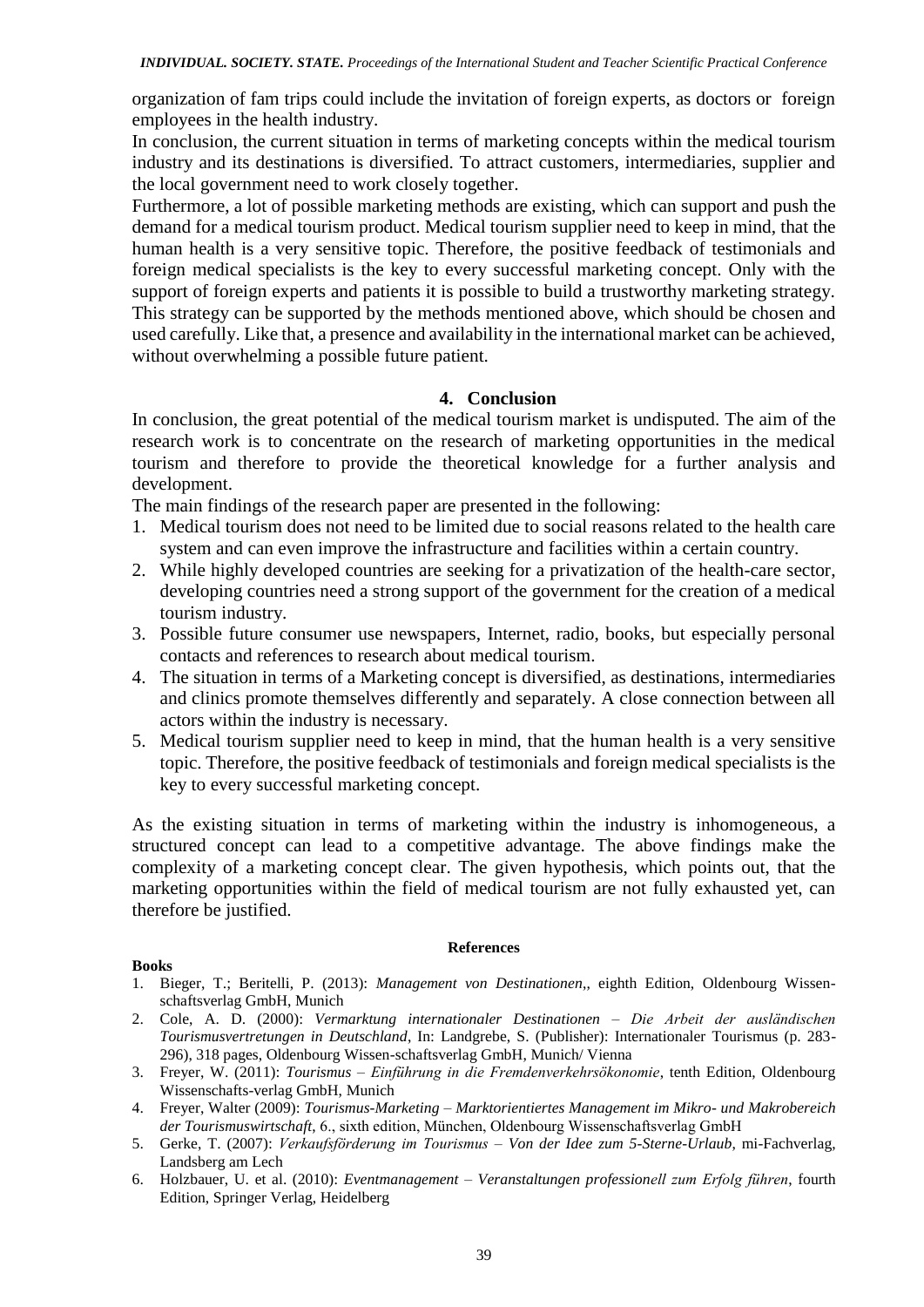organization of fam trips could include the invitation of foreign experts, as doctors or foreign employees in the health industry.

In conclusion, the current situation in terms of marketing concepts within the medical tourism industry and its destinations is diversified. To attract customers, intermediaries, supplier and the local government need to work closely together.

Furthermore, a lot of possible marketing methods are existing, which can support and push the demand for a medical tourism product. Medical tourism supplier need to keep in mind, that the human health is a very sensitive topic. Therefore, the positive feedback of testimonials and foreign medical specialists is the key to every successful marketing concept. Only with the support of foreign experts and patients it is possible to build a trustworthy marketing strategy. This strategy can be supported by the methods mentioned above, which should be chosen and used carefully. Like that, a presence and availability in the international market can be achieved, without overwhelming a possible future patient.

## 4. Conclusion

In conclusion, the great potential of the medical tourism market is undisputed. The aim of the research work is to concentrate on the research of marketing opportunities in the medical tourism and therefore to provide the theoretical knowledge for a further analysis and development.

The main findings of the research paper are presented in the following:

1. Medical tourism does not need to be limited due to social reasons related to the health care system and can even improve the infrastructure and facilities within a certain country.
2. While highly developed countries are seeking for a privatization of the health-care sector, developing countries need a strong support of the government for the creation of a medical tourism industry.
3. Possible future consumer use newspapers, Internet, radio, books, but especially personal contacts and references to research about medical tourism.
4. The situation in terms of a Marketing concept is diversified, as destinations, intermediaries and clinics promote themselves differently and separately. A close connection between all actors within the industry is necessary.
5. Medical tourism supplier need to keep in mind, that the human health is a very sensitive topic. Therefore, the positive feedback of testimonials and foreign medical specialists is the key to every successful marketing concept.

As the existing situation in terms of marketing within the industry is inhomogeneous, a structured concept can lead to a competitive advantage. The above findings make the complexity of a marketing concept clear. The given hypothesis, which points out, that the marketing opportunities within the field of medical tourism are not fully exhausted yet, can therefore be justified.

### References

**Books**

1. Bieger, T.; Beritelli, P. (2013): *Management von Destinationen*,, eighth Edition, Oldenbourg Wissenschaftsverlag GmbH, Munich
2. Cole, A. D. (2000): *Vermarktung internationaler Destinationen – Die Arbeit der ausländischen Tourismusvertretungen in Deutschland*, In: Landgrebe, S. (Publisher): Internationaler Tourismus (p. 283-296), 318 pages, Oldenbourg Wissen-schaftsverlag GmbH, Munich/ Vienna
3. Freyer, W. (2011): *Tourismus – Einführung in die Fremdenverkehrsökonomie*, tenth Edition, Oldenbourg Wissenschafts-verlag GmbH, Munich
4. Freyer, Walter (2009): *Tourismus-Marketing – Marktorientiertes Management im Mikro- und Makrobereich der Tourismuswirtschaft*, 6., sixth edition, München, Oldenbourg Wissenschaftsverlag GmbH
5. Gerke, T. (2007): *Verkaufsförderung im Tourismus – Von der Idee zum 5-Sterne-Urlaub*, mi-Fachverlag, Landsberg am Lech
6. Holzbauer, U. et al. (2010): *Eventmanagement – Veranstaltungen professionell zum Erfolg führen*, fourth Edition, Springer Verlag, Heidelberg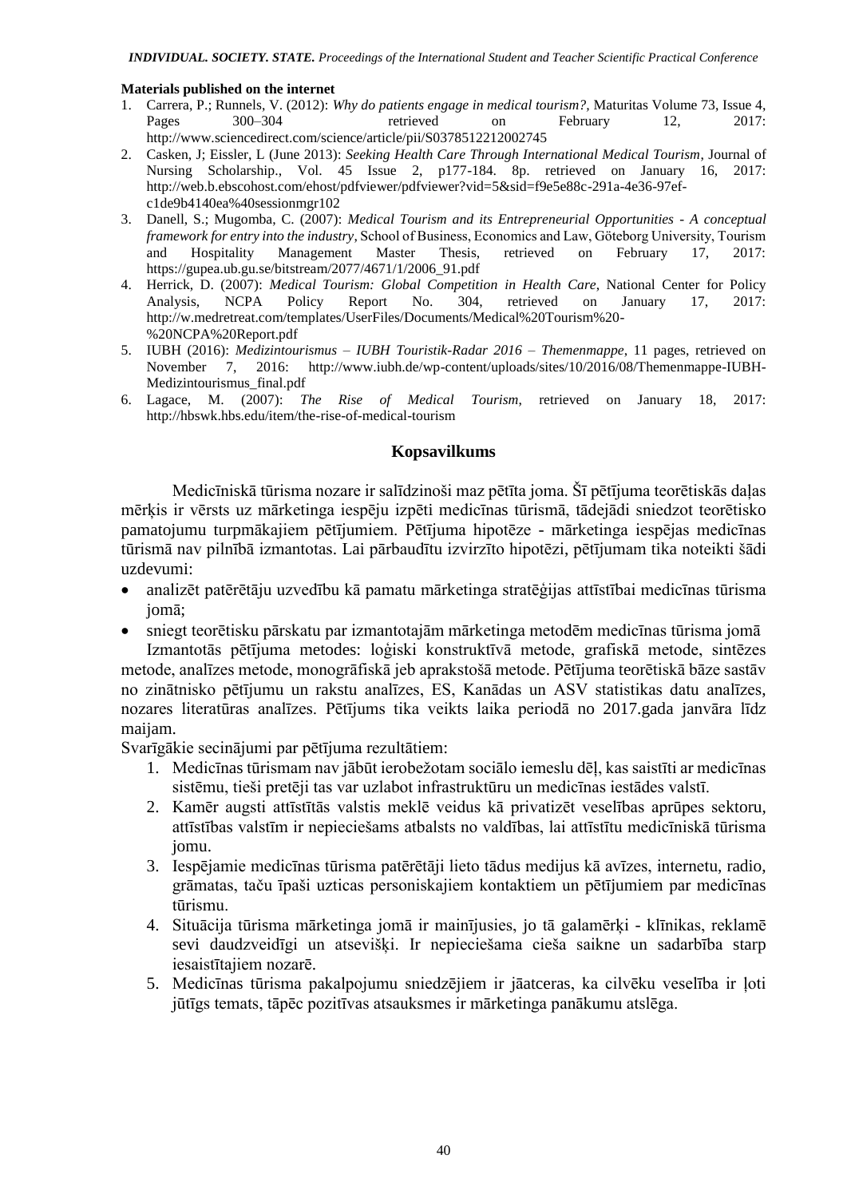**Materials published on the internet**

1. Carrera, P.; Runnels, V. (2012): *Why do patients engage in medical tourism?*, Maturitas Volume 73, Issue 4, Pages 300–304 retrieved on February 12, 2017: http://www.sciencedirect.com/science/article/pii/S0378512212002745
2. Casken, J; Eissler, L (June 2013): *Seeking Health Care Through International Medical Tourism*, Journal of Nursing Scholarship., Vol. 45 Issue 2, p177-184. 8p. retrieved on January 16, 2017: http://web.b.ebscohost.com/ehost/pdfviewer/pdfviewer?vid=5&sid=f9e5e88c-291a-4e36-97ef-c1de9b4140ea%40sessionmgr102
3. Danell, S.; Mugomba, C. (2007): *Medical Tourism and its Entrepreneurial Opportunities - A conceptual framework for entry into the industry*, School of Business, Economics and Law, Göteborg University, Tourism and Hospitality Management Master Thesis, retrieved on February 17, 2017: https://gupea.ub.gu.se/bitstream/2077/4671/1/2006_91.pdf
4. Herrick, D. (2007): *Medical Tourism: Global Competition in Health Care*, National Center for Policy Analysis, NCPA Policy Report No. 304, retrieved on January 17, 2017: http://w.medretreat.com/templates/UserFiles/Documents/Medical%20Tourism%20-%20NCPA%20Report.pdf
5. IUBH (2016): *Medizintourismus – IUBH Touristik-Radar 2016 – Themenmappe*, 11 pages, retrieved on November 7, 2016: http://www.iubh.de/wp-content/uploads/sites/10/2016/08/Themenmappe-IUBH-Medizintourismus_final.pdf
6. Lagace, M. (2007): *The Rise of Medical Tourism*, retrieved on January 18, 2017: http://hbswk.hbs.edu/item/the-rise-of-medical-tourism

## Kopsavilkums

Medicīniskā tūrisma nozare ir salīdzinoši maz pētīta joma. Šī pētījuma teorētiskās daļas mērķis ir vērsts uz mārketinga iespēju izpēti medicīnas tūrismā, tādējādi sniedzot teorētisko pamatojumu turpmākajiem pētījumiem. Pētījuma hipotēze - mārketinga iespējas medicīnas tūrismā nav pilnībā izmantotas. Lai pārbaudītu izvirzīto hipotēzi, pētījumam tika noteikti šādi uzdevumi:

- analizēt patērētāju uzvedību kā pamatu mārketinga stratēģijas attīstībai medicīnas tūrisma jomā;
- sniegt teorētisku pārskatu par izmantotajām mārketinga metodēm medicīnas tūrisma jomā

Izmantotās pētījuma metodes: loģiski konstruktīvā metode, grafiskā metode, sintēzes metode, analīzes metode, monogrāfiskā jeb aprakstošā metode. Pētījuma teorētiskā bāze sastāv no zinātnisko pētījumu un rakstu analīzes, ES, Kanādas un ASV statistikas datu analīzes, nozares literatūras analīzes. Pētījums tika veikts laika periodā no 2017.gada janvāra līdz maijam.

Svarīgākie secinājumi par pētījuma rezultātiem:

1. Medicīnas tūrismam nav jābūt ierobežotam sociālo iemeslu dēļ, kas saistīti ar medicīnas sistēmu, tieši pretēji tas var uzlabot infrastruktūru un medicīnas iestādes valstī.
2. Kamēr augsti attīstītās valstis meklē veidus kā privatizēt veselības aprūpes sektoru, attīstības valstīm ir nepieciešams atbalsts no valdības, lai attīstītu medicīniskā tūrisma jomu.
3. Iespējamie medicīnas tūrisma patērētāji lieto tādus medijus kā avīzes, internetu, radio, grāmatas, taču īpaši uzticas personiskajiem kontaktiem un pētījumiem par medicīnas tūrismu.
4. Situācija tūrisma mārketinga jomā ir mainījusies, jo tā galamērķi - klīnikas, reklamē sevi daudzveidīgi un atsevišķi. Ir nepieciešama cieša saikne un sadarbība starp iesaistītajiem nozarē.
5. Medicīnas tūrisma pakalpojumu sniedzējiem ir jāatceras, ka cilvēku veselība ir ļoti jūtīgs temats, tāpēc pozitīvas atsauksmes ir mārketinga panākumu atslēga.